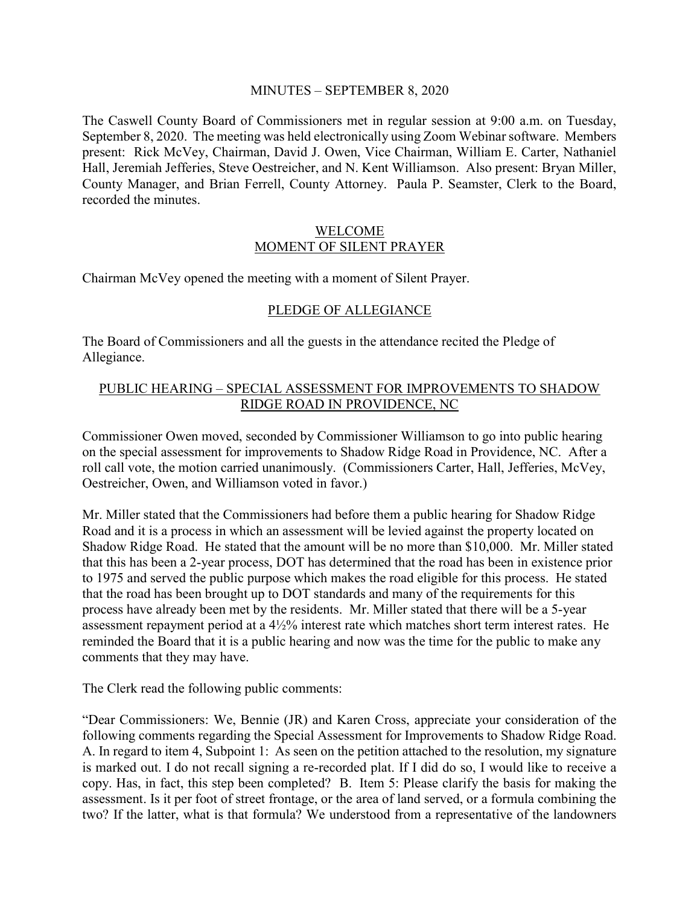MINUTES – SEPTEMBER 8, 2020

The Caswell County Board of Commissioners met in regular session at 9:00 a.m. on Tuesday, September 8, 2020. The meeting was held electronically using Zoom Webinar software. Members present: Rick McVey, Chairman, David J. Owen, Vice Chairman, William E. Carter, Nathaniel Hall, Jeremiah Jefferies, Steve Oestreicher, and N. Kent Williamson. Also present: Bryan Miller, County Manager, and Brian Ferrell, County Attorney. Paula P. Seamster, Clerk to the Board, recorded the minutes.

## WELCOME
## MOMENT OF SILENT PRAYER

Chairman McVey opened the meeting with a moment of Silent Prayer.

## PLEDGE OF ALLEGIANCE

The Board of Commissioners and all the guests in the attendance recited the Pledge of Allegiance.

## PUBLIC HEARING – SPECIAL ASSESSMENT FOR IMPROVEMENTS TO SHADOW RIDGE ROAD IN PROVIDENCE, NC

Commissioner Owen moved, seconded by Commissioner Williamson to go into public hearing on the special assessment for improvements to Shadow Ridge Road in Providence, NC. After a roll call vote, the motion carried unanimously. (Commissioners Carter, Hall, Jefferies, McVey, Oestreicher, Owen, and Williamson voted in favor.)

Mr. Miller stated that the Commissioners had before them a public hearing for Shadow Ridge Road and it is a process in which an assessment will be levied against the property located on Shadow Ridge Road. He stated that the amount will be no more than $10,000. Mr. Miller stated that this has been a 2-year process, DOT has determined that the road has been in existence prior to 1975 and served the public purpose which makes the road eligible for this process. He stated that the road has been brought up to DOT standards and many of the requirements for this process have already been met by the residents. Mr. Miller stated that there will be a 5-year assessment repayment period at a 4½% interest rate which matches short term interest rates. He reminded the Board that it is a public hearing and now was the time for the public to make any comments that they may have.

The Clerk read the following public comments:

"Dear Commissioners: We, Bennie (JR) and Karen Cross, appreciate your consideration of the following comments regarding the Special Assessment for Improvements to Shadow Ridge Road. A. In regard to item 4, Subpoint 1: As seen on the petition attached to the resolution, my signature is marked out. I do not recall signing a re-recorded plat. If I did do so, I would like to receive a copy. Has, in fact, this step been completed? B. Item 5: Please clarify the basis for making the assessment. Is it per foot of street frontage, or the area of land served, or a formula combining the two? If the latter, what is that formula? We understood from a representative of the landowners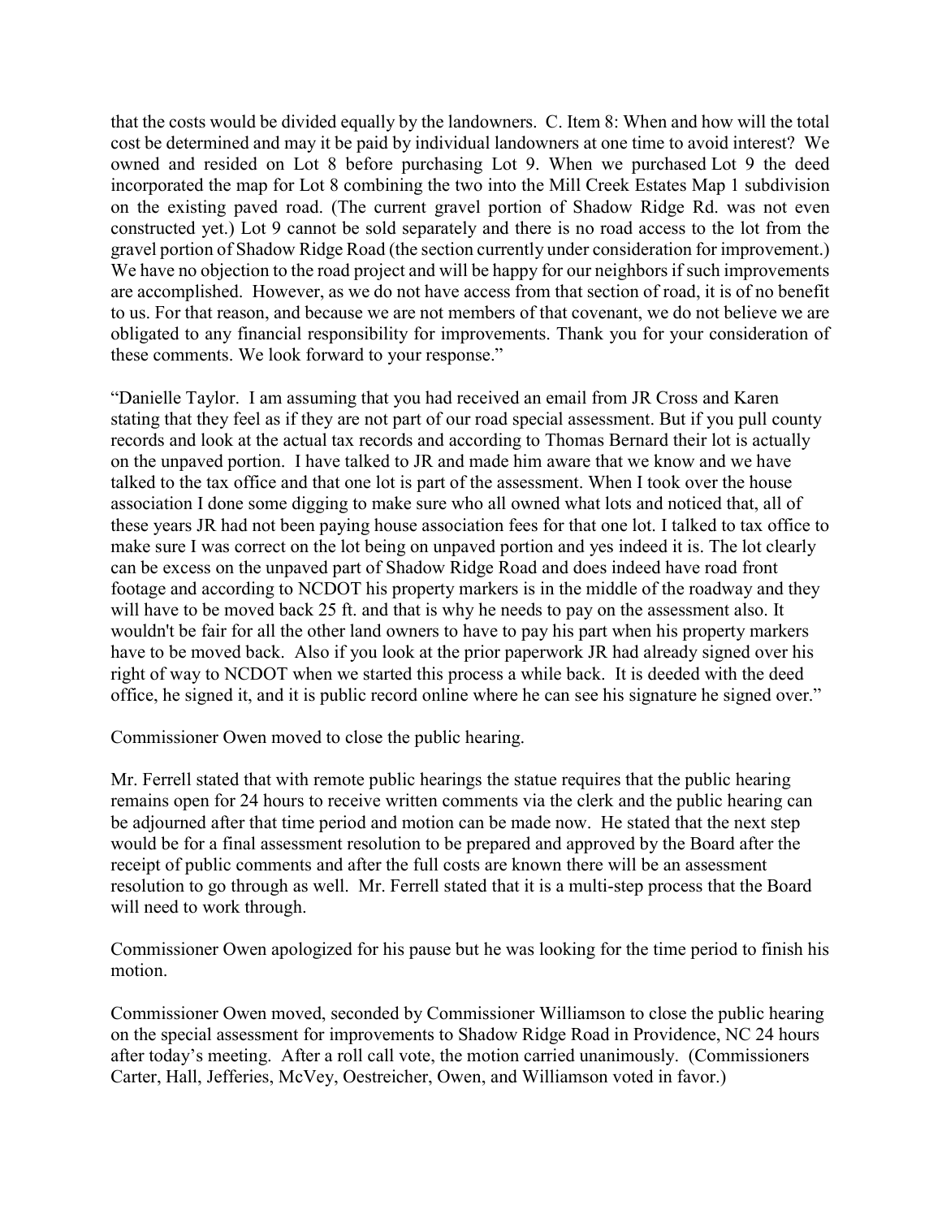that the costs would be divided equally by the landowners. C. Item 8: When and how will the total cost be determined and may it be paid by individual landowners at one time to avoid interest? We owned and resided on Lot 8 before purchasing Lot 9. When we purchased Lot 9 the deed incorporated the map for Lot 8 combining the two into the Mill Creek Estates Map 1 subdivision on the existing paved road. (The current gravel portion of Shadow Ridge Rd. was not even constructed yet.) Lot 9 cannot be sold separately and there is no road access to the lot from the gravel portion of Shadow Ridge Road (the section currently under consideration for improvement.) We have no objection to the road project and will be happy for our neighbors if such improvements are accomplished. However, as we do not have access from that section of road, it is of no benefit to us. For that reason, and because we are not members of that covenant, we do not believe we are obligated to any financial responsibility for improvements. Thank you for your consideration of these comments. We look forward to your response."

"Danielle Taylor. I am assuming that you had received an email from JR Cross and Karen stating that they feel as if they are not part of our road special assessment. But if you pull county records and look at the actual tax records and according to Thomas Bernard their lot is actually on the unpaved portion. I have talked to JR and made him aware that we know and we have talked to the tax office and that one lot is part of the assessment. When I took over the house association I done some digging to make sure who all owned what lots and noticed that, all of these years JR had not been paying house association fees for that one lot. I talked to tax office to make sure I was correct on the lot being on unpaved portion and yes indeed it is. The lot clearly can be excess on the unpaved part of Shadow Ridge Road and does indeed have road front footage and according to NCDOT his property markers is in the middle of the roadway and they will have to be moved back 25 ft. and that is why he needs to pay on the assessment also. It wouldn't be fair for all the other land owners to have to pay his part when his property markers have to be moved back. Also if you look at the prior paperwork JR had already signed over his right of way to NCDOT when we started this process a while back. It is deeded with the deed office, he signed it, and it is public record online where he can see his signature he signed over."

Commissioner Owen moved to close the public hearing.

Mr. Ferrell stated that with remote public hearings the statue requires that the public hearing remains open for 24 hours to receive written comments via the clerk and the public hearing can be adjourned after that time period and motion can be made now. He stated that the next step would be for a final assessment resolution to be prepared and approved by the Board after the receipt of public comments and after the full costs are known there will be an assessment resolution to go through as well. Mr. Ferrell stated that it is a multi-step process that the Board will need to work through.

Commissioner Owen apologized for his pause but he was looking for the time period to finish his motion.

Commissioner Owen moved, seconded by Commissioner Williamson to close the public hearing on the special assessment for improvements to Shadow Ridge Road in Providence, NC 24 hours after today's meeting. After a roll call vote, the motion carried unanimously. (Commissioners Carter, Hall, Jefferies, McVey, Oestreicher, Owen, and Williamson voted in favor.)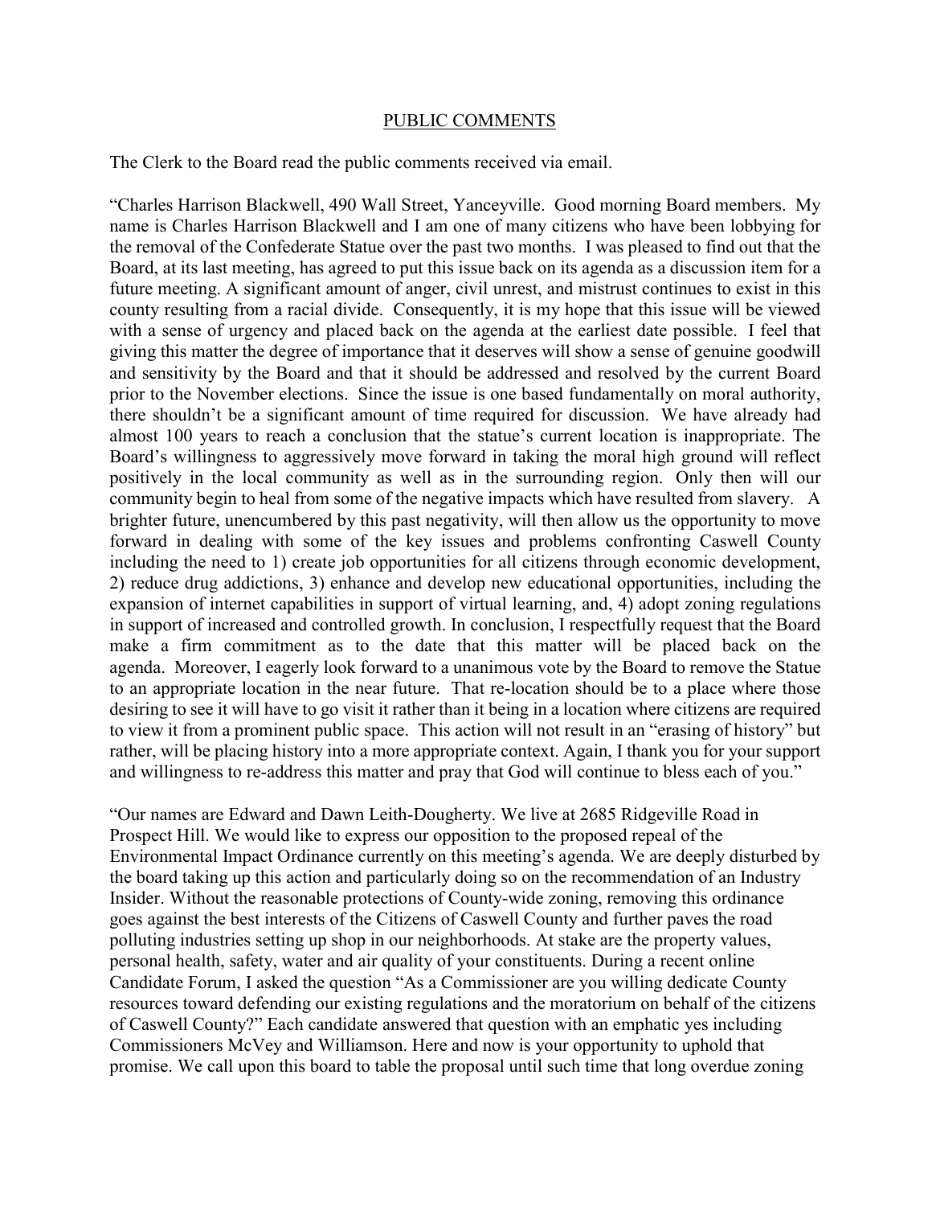## PUBLIC COMMENTS

The Clerk to the Board read the public comments received via email.

"Charles Harrison Blackwell, 490 Wall Street, Yanceyville. Good morning Board members. My name is Charles Harrison Blackwell and I am one of many citizens who have been lobbying for the removal of the Confederate Statue over the past two months. I was pleased to find out that the Board, at its last meeting, has agreed to put this issue back on its agenda as a discussion item for a future meeting. A significant amount of anger, civil unrest, and mistrust continues to exist in this county resulting from a racial divide. Consequently, it is my hope that this issue will be viewed with a sense of urgency and placed back on the agenda at the earliest date possible. I feel that giving this matter the degree of importance that it deserves will show a sense of genuine goodwill and sensitivity by the Board and that it should be addressed and resolved by the current Board prior to the November elections. Since the issue is one based fundamentally on moral authority, there shouldn't be a significant amount of time required for discussion. We have already had almost 100 years to reach a conclusion that the statue's current location is inappropriate. The Board's willingness to aggressively move forward in taking the moral high ground will reflect positively in the local community as well as in the surrounding region. Only then will our community begin to heal from some of the negative impacts which have resulted from slavery. A brighter future, unencumbered by this past negativity, will then allow us the opportunity to move forward in dealing with some of the key issues and problems confronting Caswell County including the need to 1) create job opportunities for all citizens through economic development, 2) reduce drug addictions, 3) enhance and develop new educational opportunities, including the expansion of internet capabilities in support of virtual learning, and, 4) adopt zoning regulations in support of increased and controlled growth. In conclusion, I respectfully request that the Board make a firm commitment as to the date that this matter will be placed back on the agenda. Moreover, I eagerly look forward to a unanimous vote by the Board to remove the Statue to an appropriate location in the near future. That re-location should be to a place where those desiring to see it will have to go visit it rather than it being in a location where citizens are required to view it from a prominent public space. This action will not result in an "erasing of history" but rather, will be placing history into a more appropriate context. Again, I thank you for your support and willingness to re-address this matter and pray that God will continue to bless each of you."

"Our names are Edward and Dawn Leith-Dougherty. We live at 2685 Ridgeville Road in Prospect Hill. We would like to express our opposition to the proposed repeal of the Environmental Impact Ordinance currently on this meeting's agenda. We are deeply disturbed by the board taking up this action and particularly doing so on the recommendation of an Industry Insider. Without the reasonable protections of County-wide zoning, removing this ordinance goes against the best interests of the Citizens of Caswell County and further paves the road polluting industries setting up shop in our neighborhoods. At stake are the property values, personal health, safety, water and air quality of your constituents. During a recent online Candidate Forum, I asked the question "As a Commissioner are you willing dedicate County resources toward defending our existing regulations and the moratorium on behalf of the citizens of Caswell County?" Each candidate answered that question with an emphatic yes including Commissioners McVey and Williamson. Here and now is your opportunity to uphold that promise. We call upon this board to table the proposal until such time that long overdue zoning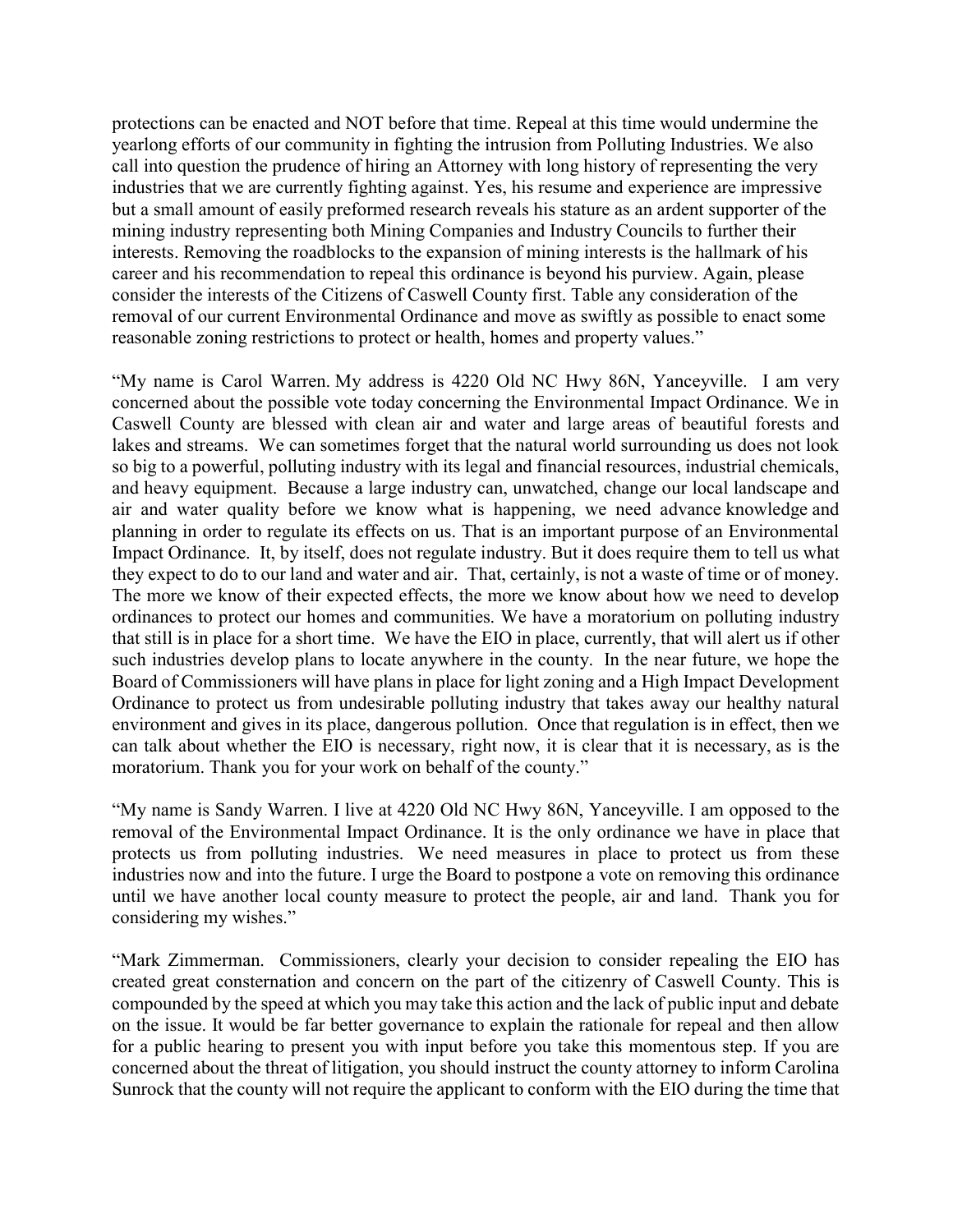protections can be enacted and NOT before that time. Repeal at this time would undermine the yearlong efforts of our community in fighting the intrusion from Polluting Industries. We also call into question the prudence of hiring an Attorney with long history of representing the very industries that we are currently fighting against. Yes, his resume and experience are impressive but a small amount of easily preformed research reveals his stature as an ardent supporter of the mining industry representing both Mining Companies and Industry Councils to further their interests. Removing the roadblocks to the expansion of mining interests is the hallmark of his career and his recommendation to repeal this ordinance is beyond his purview. Again, please consider the interests of the Citizens of Caswell County first. Table any consideration of the removal of our current Environmental Ordinance and move as swiftly as possible to enact some reasonable zoning restrictions to protect or health, homes and property values."

"My name is Carol Warren. My address is 4220 Old NC Hwy 86N, Yanceyville. I am very concerned about the possible vote today concerning the Environmental Impact Ordinance. We in Caswell County are blessed with clean air and water and large areas of beautiful forests and lakes and streams. We can sometimes forget that the natural world surrounding us does not look so big to a powerful, polluting industry with its legal and financial resources, industrial chemicals, and heavy equipment. Because a large industry can, unwatched, change our local landscape and air and water quality before we know what is happening, we need advance knowledge and planning in order to regulate its effects on us. That is an important purpose of an Environmental Impact Ordinance. It, by itself, does not regulate industry. But it does require them to tell us what they expect to do to our land and water and air. That, certainly, is not a waste of time or of money. The more we know of their expected effects, the more we know about how we need to develop ordinances to protect our homes and communities. We have a moratorium on polluting industry that still is in place for a short time. We have the EIO in place, currently, that will alert us if other such industries develop plans to locate anywhere in the county. In the near future, we hope the Board of Commissioners will have plans in place for light zoning and a High Impact Development Ordinance to protect us from undesirable polluting industry that takes away our healthy natural environment and gives in its place, dangerous pollution. Once that regulation is in effect, then we can talk about whether the EIO is necessary, right now, it is clear that it is necessary, as is the moratorium. Thank you for your work on behalf of the county."

"My name is Sandy Warren. I live at 4220 Old NC Hwy 86N, Yanceyville. I am opposed to the removal of the Environmental Impact Ordinance. It is the only ordinance we have in place that protects us from polluting industries. We need measures in place to protect us from these industries now and into the future. I urge the Board to postpone a vote on removing this ordinance until we have another local county measure to protect the people, air and land. Thank you for considering my wishes."

"Mark Zimmerman. Commissioners, clearly your decision to consider repealing the EIO has created great consternation and concern on the part of the citizenry of Caswell County. This is compounded by the speed at which you may take this action and the lack of public input and debate on the issue. It would be far better governance to explain the rationale for repeal and then allow for a public hearing to present you with input before you take this momentous step. If you are concerned about the threat of litigation, you should instruct the county attorney to inform Carolina Sunrock that the county will not require the applicant to conform with the EIO during the time that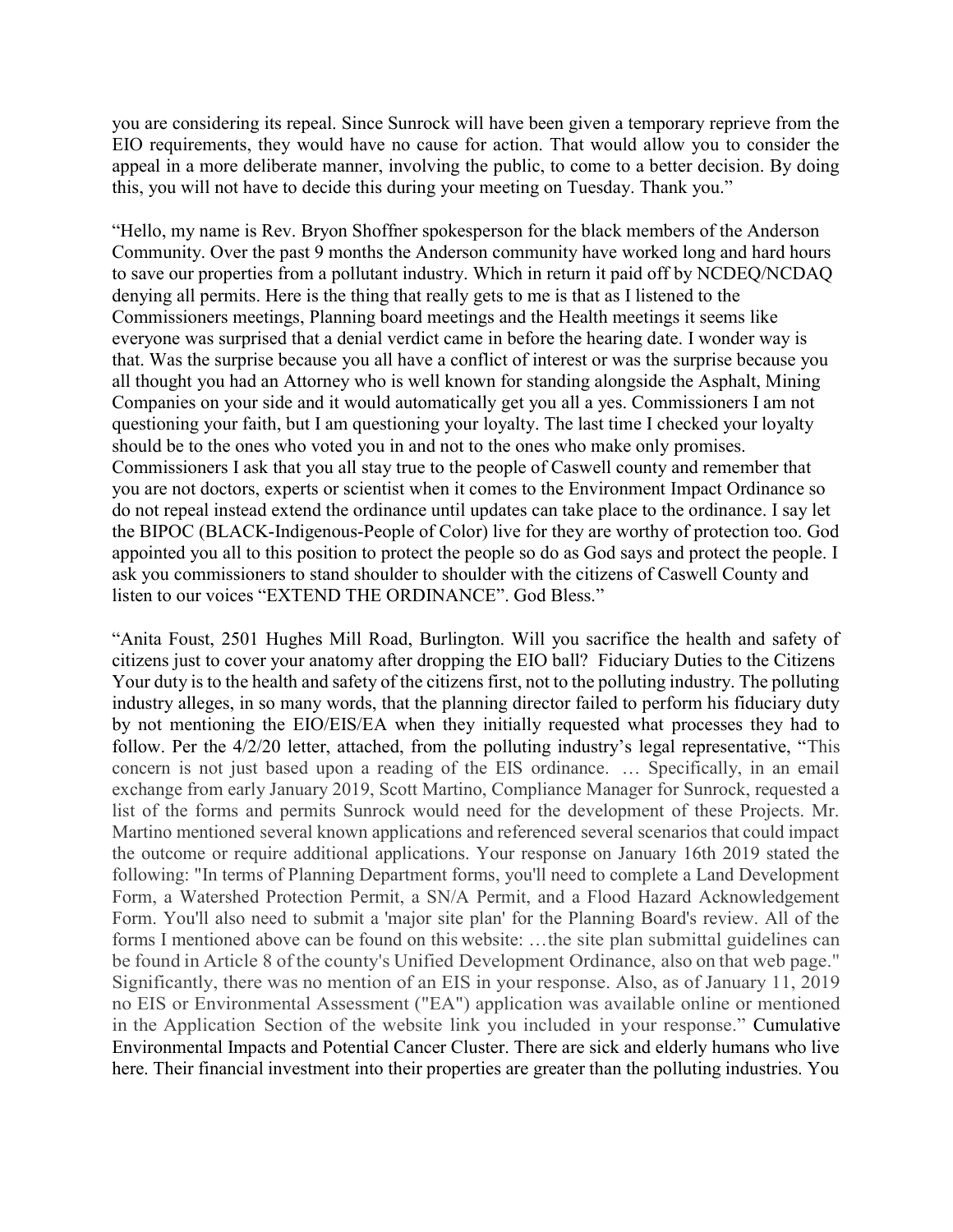you are considering its repeal. Since Sunrock will have been given a temporary reprieve from the EIO requirements, they would have no cause for action. That would allow you to consider the appeal in a more deliberate manner, involving the public, to come to a better decision. By doing this, you will not have to decide this during your meeting on Tuesday. Thank you."

"Hello, my name is Rev. Bryon Shoffner spokesperson for the black members of the Anderson Community. Over the past 9 months the Anderson community have worked long and hard hours to save our properties from a pollutant industry. Which in return it paid off by NCDEQ/NCDAQ denying all permits. Here is the thing that really gets to me is that as I listened to the Commissioners meetings, Planning board meetings and the Health meetings it seems like everyone was surprised that a denial verdict came in before the hearing date. I wonder way is that. Was the surprise because you all have a conflict of interest or was the surprise because you all thought you had an Attorney who is well known for standing alongside the Asphalt, Mining Companies on your side and it would automatically get you all a yes. Commissioners I am not questioning your faith, but I am questioning your loyalty. The last time I checked your loyalty should be to the ones who voted you in and not to the ones who make only promises. Commissioners I ask that you all stay true to the people of Caswell county and remember that you are not doctors, experts or scientist when it comes to the Environment Impact Ordinance so do not repeal instead extend the ordinance until updates can take place to the ordinance. I say let the BIPOC (BLACK-Indigenous-People of Color) live for they are worthy of protection too. God appointed you all to this position to protect the people so do as God says and protect the people. I ask you commissioners to stand shoulder to shoulder with the citizens of Caswell County and listen to our voices "EXTEND THE ORDINANCE". God Bless."

"Anita Foust, 2501 Hughes Mill Road, Burlington. Will you sacrifice the health and safety of citizens just to cover your anatomy after dropping the EIO ball? Fiduciary Duties to the Citizens Your duty is to the health and safety of the citizens first, not to the polluting industry. The polluting industry alleges, in so many words, that the planning director failed to perform his fiduciary duty by not mentioning the EIO/EIS/EA when they initially requested what processes they had to follow. Per the 4/2/20 letter, attached, from the polluting industry's legal representative, "This concern is not just based upon a reading of the EIS ordinance. … Specifically, in an email exchange from early January 2019, Scott Martino, Compliance Manager for Sunrock, requested a list of the forms and permits Sunrock would need for the development of these Projects. Mr. Martino mentioned several known applications and referenced several scenarios that could impact the outcome or require additional applications. Your response on January 16th 2019 stated the following: "In terms of Planning Department forms, you'll need to complete a Land Development Form, a Watershed Protection Permit, a SN/A Permit, and a Flood Hazard Acknowledgement Form. You'll also need to submit a 'major site plan' for the Planning Board's review. All of the forms I mentioned above can be found on this website: …the site plan submittal guidelines can be found in Article 8 of the county's Unified Development Ordinance, also on that web page." Significantly, there was no mention of an EIS in your response. Also, as of January 11, 2019 no EIS or Environmental Assessment ("EA") application was available online or mentioned in the Application Section of the website link you included in your response." Cumulative Environmental Impacts and Potential Cancer Cluster. There are sick and elderly humans who live here. Their financial investment into their properties are greater than the polluting industries. You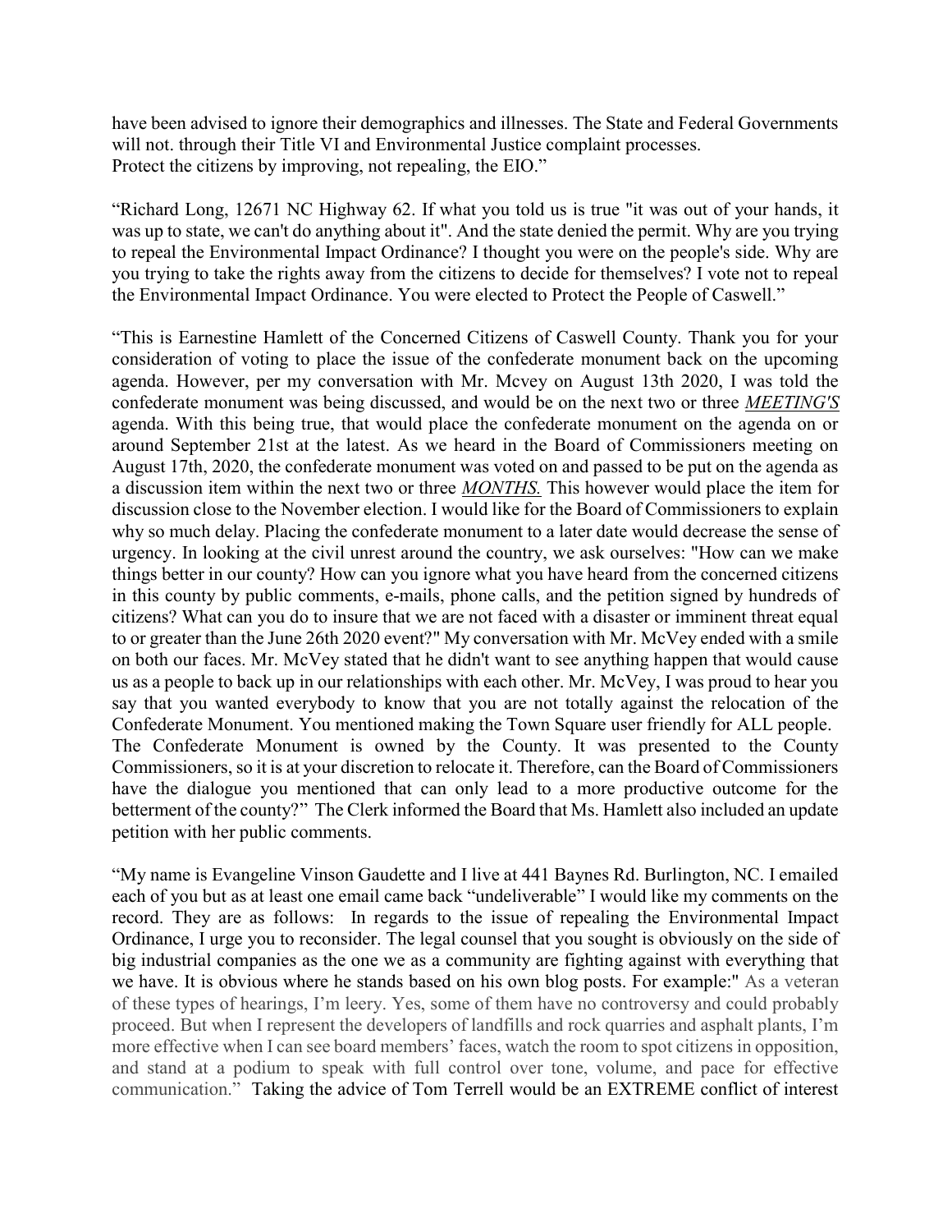have been advised to ignore their demographics and illnesses. The State and Federal Governments will not. through their Title VI and Environmental Justice complaint processes.
Protect the citizens by improving, not repealing, the EIO."

"Richard Long, 12671 NC Highway 62. If what you told us is true "it was out of your hands, it was up to state, we can't do anything about it". And the state denied the permit. Why are you trying to repeal the Environmental Impact Ordinance? I thought you were on the people's side. Why are you trying to take the rights away from the citizens to decide for themselves? I vote not to repeal the Environmental Impact Ordinance. You were elected to Protect the People of Caswell."

"This is Earnestine Hamlett of the Concerned Citizens of Caswell County. Thank you for your consideration of voting to place the issue of the confederate monument back on the upcoming agenda. However, per my conversation with Mr. Mcvey on August 13th 2020, I was told the confederate monument was being discussed, and would be on the next two or three ***MEETING'S*** agenda. With this being true, that would place the confederate monument on the agenda on or around September 21st at the latest. As we heard in the Board of Commissioners meeting on August 17th, 2020, the confederate monument was voted on and passed to be put on the agenda as a discussion item within the next two or three ***MONTHS.*** This however would place the item for discussion close to the November election. I would like for the Board of Commissioners to explain why so much delay. Placing the confederate monument to a later date would decrease the sense of urgency. In looking at the civil unrest around the country, we ask ourselves: "How can we make things better in our county? How can you ignore what you have heard from the concerned citizens in this county by public comments, e-mails, phone calls, and the petition signed by hundreds of citizens? What can you do to insure that we are not faced with a disaster or imminent threat equal to or greater than the June 26th 2020 event?" My conversation with Mr. McVey ended with a smile on both our faces. Mr. McVey stated that he didn't want to see anything happen that would cause us as a people to back up in our relationships with each other. Mr. McVey, I was proud to hear you say that you wanted everybody to know that you are not totally against the relocation of the Confederate Monument. You mentioned making the Town Square user friendly for ALL people.
The Confederate Monument is owned by the County. It was presented to the County Commissioners, so it is at your discretion to relocate it. Therefore, can the Board of Commissioners have the dialogue you mentioned that can only lead to a more productive outcome for the betterment of the county?" The Clerk informed the Board that Ms. Hamlett also included an update petition with her public comments.

"My name is Evangeline Vinson Gaudette and I live at 441 Baynes Rd. Burlington, NC. I emailed each of you but as at least one email came back "undeliverable" I would like my comments on the record. They are as follows: In regards to the issue of repealing the Environmental Impact Ordinance, I urge you to reconsider. The legal counsel that you sought is obviously on the side of big industrial companies as the one we as a community are fighting against with everything that we have. It is obvious where he stands based on his own blog posts. For example:" As a veteran of these types of hearings, I'm leery. Yes, some of them have no controversy and could probably proceed. But when I represent the developers of landfills and rock quarries and asphalt plants, I'm more effective when I can see board members' faces, watch the room to spot citizens in opposition, and stand at a podium to speak with full control over tone, volume, and pace for effective communication." Taking the advice of Tom Terrell would be an EXTREME conflict of interest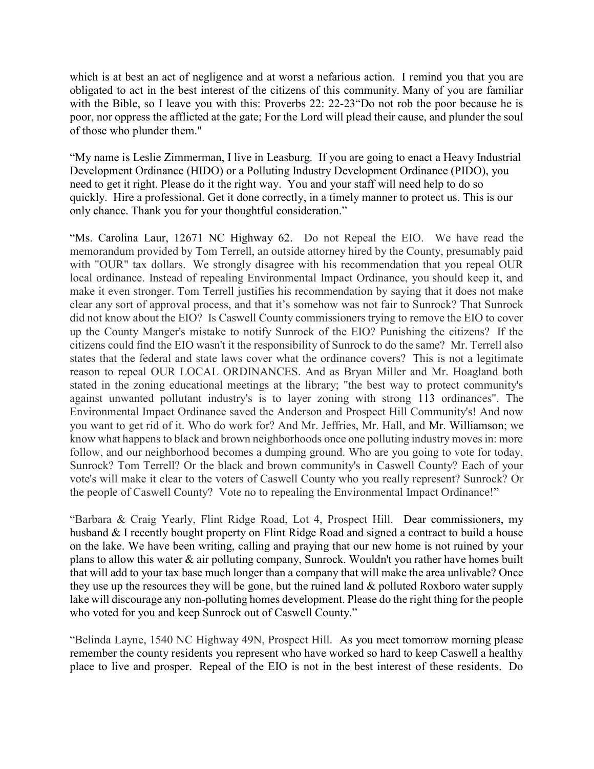which is at best an act of negligence and at worst a nefarious action. I remind you that you are obligated to act in the best interest of the citizens of this community. Many of you are familiar with the Bible, so I leave you with this: Proverbs 22: 22-23"Do not rob the poor because he is poor, nor oppress the afflicted at the gate; For the Lord will plead their cause, and plunder the soul of those who plunder them."

"My name is Leslie Zimmerman, I live in Leasburg. If you are going to enact a Heavy Industrial Development Ordinance (HIDO) or a Polluting Industry Development Ordinance (PIDO), you need to get it right. Please do it the right way. You and your staff will need help to do so quickly. Hire a professional. Get it done correctly, in a timely manner to protect us. This is our only chance. Thank you for your thoughtful consideration."

"Ms. Carolina Laur, 12671 NC Highway 62. Do not Repeal the EIO. We have read the memorandum provided by Tom Terrell, an outside attorney hired by the County, presumably paid with "OUR" tax dollars. We strongly disagree with his recommendation that you repeal OUR local ordinance. Instead of repealing Environmental Impact Ordinance, you should keep it, and make it even stronger. Tom Terrell justifies his recommendation by saying that it does not make clear any sort of approval process, and that it's somehow was not fair to Sunrock? That Sunrock did not know about the EIO? Is Caswell County commissioners trying to remove the EIO to cover up the County Manger's mistake to notify Sunrock of the EIO? Punishing the citizens? If the citizens could find the EIO wasn't it the responsibility of Sunrock to do the same? Mr. Terrell also states that the federal and state laws cover what the ordinance covers? This is not a legitimate reason to repeal OUR LOCAL ORDINANCES. And as Bryan Miller and Mr. Hoagland both stated in the zoning educational meetings at the library; "the best way to protect community's against unwanted pollutant industry's is to layer zoning with strong 113 ordinances". The Environmental Impact Ordinance saved the Anderson and Prospect Hill Community's! And now you want to get rid of it. Who do work for? And Mr. Jeffries, Mr. Hall, and Mr. Williamson; we know what happens to black and brown neighborhoods once one polluting industry moves in: more follow, and our neighborhood becomes a dumping ground. Who are you going to vote for today, Sunrock? Tom Terrell? Or the black and brown community's in Caswell County? Each of your vote's will make it clear to the voters of Caswell County who you really represent? Sunrock? Or the people of Caswell County? Vote no to repealing the Environmental Impact Ordinance!"

"Barbara & Craig Yearly, Flint Ridge Road, Lot 4, Prospect Hill. Dear commissioners, my husband & I recently bought property on Flint Ridge Road and signed a contract to build a house on the lake. We have been writing, calling and praying that our new home is not ruined by your plans to allow this water & air polluting company, Sunrock. Wouldn't you rather have homes built that will add to your tax base much longer than a company that will make the area unlivable? Once they use up the resources they will be gone, but the ruined land & polluted Roxboro water supply lake will discourage any non-polluting homes development. Please do the right thing for the people who voted for you and keep Sunrock out of Caswell County."

"Belinda Layne, 1540 NC Highway 49N, Prospect Hill. As you meet tomorrow morning please remember the county residents you represent who have worked so hard to keep Caswell a healthy place to live and prosper. Repeal of the EIO is not in the best interest of these residents. Do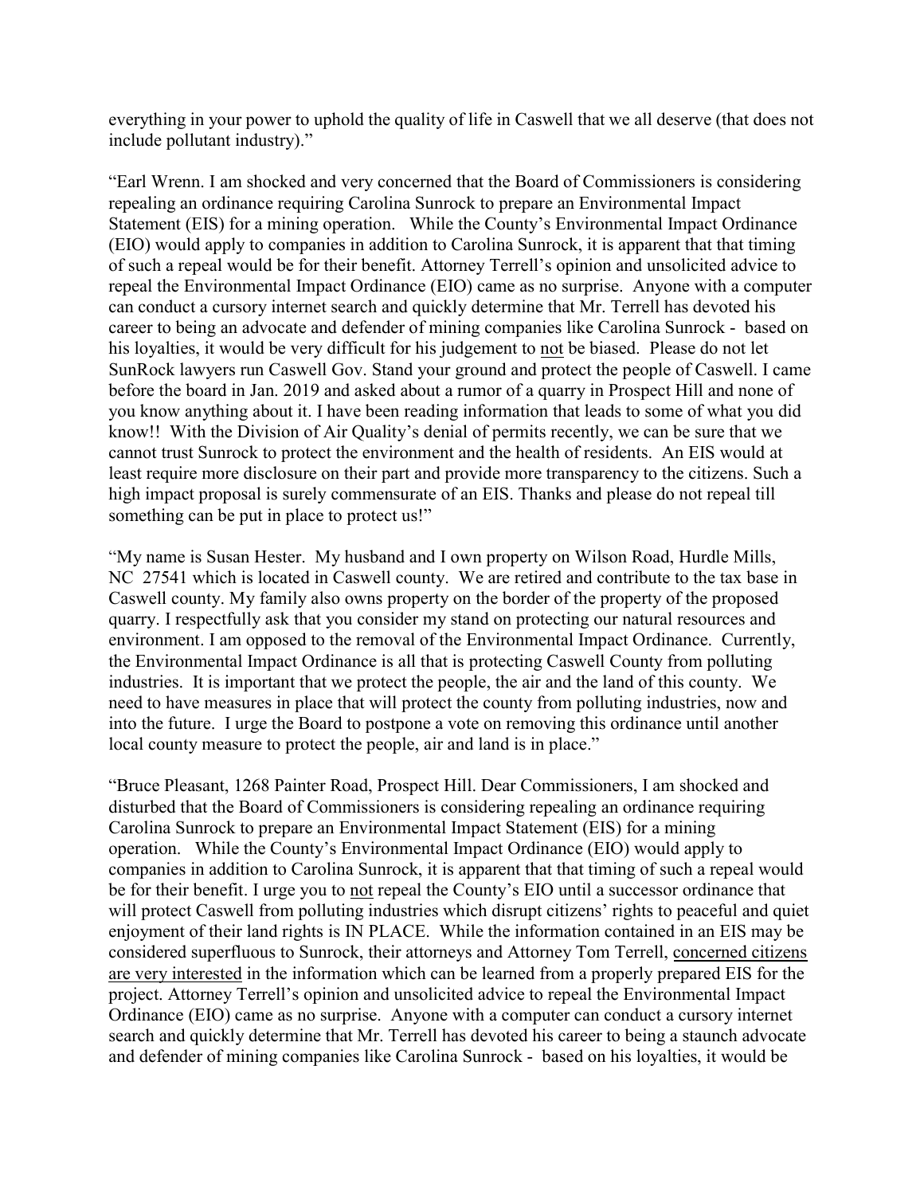everything in your power to uphold the quality of life in Caswell that we all deserve (that does not include pollutant industry)."

"Earl Wrenn. I am shocked and very concerned that the Board of Commissioners is considering repealing an ordinance requiring Carolina Sunrock to prepare an Environmental Impact Statement (EIS) for a mining operation. While the County's Environmental Impact Ordinance (EIO) would apply to companies in addition to Carolina Sunrock, it is apparent that that timing of such a repeal would be for their benefit. Attorney Terrell's opinion and unsolicited advice to repeal the Environmental Impact Ordinance (EIO) came as no surprise. Anyone with a computer can conduct a cursory internet search and quickly determine that Mr. Terrell has devoted his career to being an advocate and defender of mining companies like Carolina Sunrock - based on his loyalties, it would be very difficult for his judgement to not be biased. Please do not let SunRock lawyers run Caswell Gov. Stand your ground and protect the people of Caswell. I came before the board in Jan. 2019 and asked about a rumor of a quarry in Prospect Hill and none of you know anything about it. I have been reading information that leads to some of what you did know!! With the Division of Air Quality's denial of permits recently, we can be sure that we cannot trust Sunrock to protect the environment and the health of residents. An EIS would at least require more disclosure on their part and provide more transparency to the citizens. Such a high impact proposal is surely commensurate of an EIS. Thanks and please do not repeal till something can be put in place to protect us!"

"My name is Susan Hester. My husband and I own property on Wilson Road, Hurdle Mills, NC 27541 which is located in Caswell county. We are retired and contribute to the tax base in Caswell county. My family also owns property on the border of the property of the proposed quarry. I respectfully ask that you consider my stand on protecting our natural resources and environment. I am opposed to the removal of the Environmental Impact Ordinance. Currently, the Environmental Impact Ordinance is all that is protecting Caswell County from polluting industries. It is important that we protect the people, the air and the land of this county. We need to have measures in place that will protect the county from polluting industries, now and into the future. I urge the Board to postpone a vote on removing this ordinance until another local county measure to protect the people, air and land is in place."

"Bruce Pleasant, 1268 Painter Road, Prospect Hill. Dear Commissioners, I am shocked and disturbed that the Board of Commissioners is considering repealing an ordinance requiring Carolina Sunrock to prepare an Environmental Impact Statement (EIS) for a mining operation. While the County's Environmental Impact Ordinance (EIO) would apply to companies in addition to Carolina Sunrock, it is apparent that that timing of such a repeal would be for their benefit. I urge you to not repeal the County's EIO until a successor ordinance that will protect Caswell from polluting industries which disrupt citizens' rights to peaceful and quiet enjoyment of their land rights is IN PLACE. While the information contained in an EIS may be considered superfluous to Sunrock, their attorneys and Attorney Tom Terrell, concerned citizens are very interested in the information which can be learned from a properly prepared EIS for the project. Attorney Terrell's opinion and unsolicited advice to repeal the Environmental Impact Ordinance (EIO) came as no surprise. Anyone with a computer can conduct a cursory internet search and quickly determine that Mr. Terrell has devoted his career to being a staunch advocate and defender of mining companies like Carolina Sunrock - based on his loyalties, it would be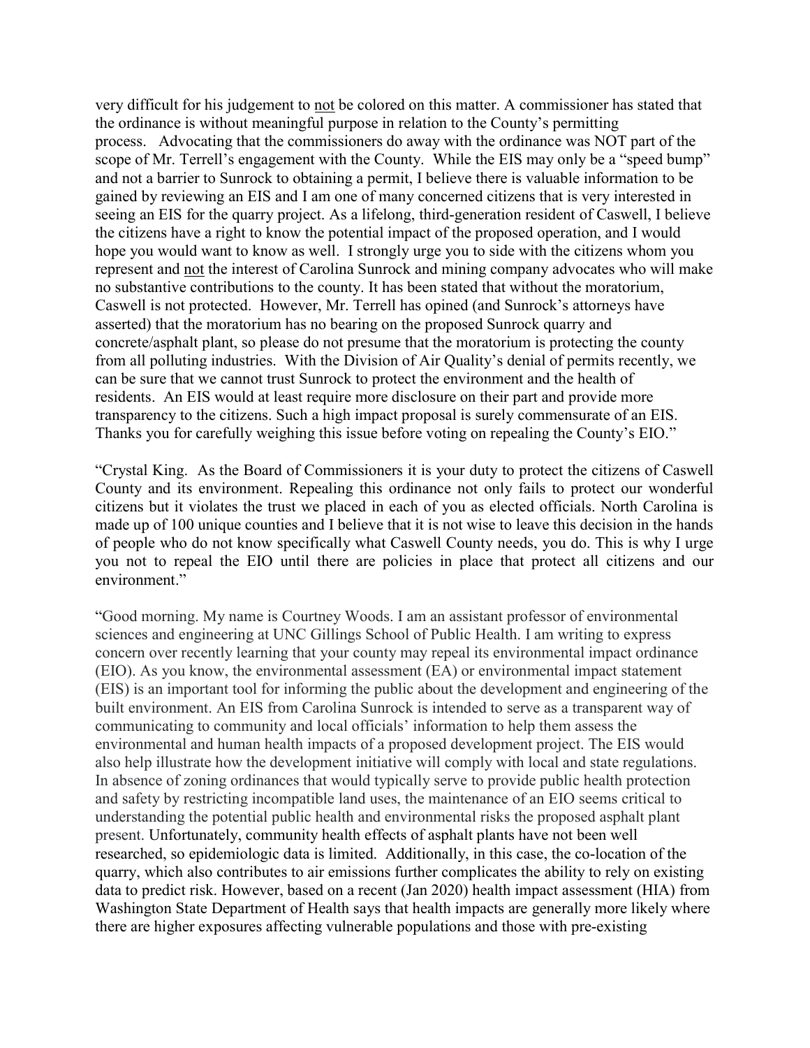very difficult for his judgement to <u>not</u> be colored on this matter. A commissioner has stated that the ordinance is without meaningful purpose in relation to the County's permitting process. Advocating that the commissioners do away with the ordinance was NOT part of the scope of Mr. Terrell's engagement with the County. While the EIS may only be a "speed bump" and not a barrier to Sunrock to obtaining a permit, I believe there is valuable information to be gained by reviewing an EIS and I am one of many concerned citizens that is very interested in seeing an EIS for the quarry project. As a lifelong, third-generation resident of Caswell, I believe the citizens have a right to know the potential impact of the proposed operation, and I would hope you would want to know as well. I strongly urge you to side with the citizens whom you represent and <u>not</u> the interest of Carolina Sunrock and mining company advocates who will make no substantive contributions to the county. It has been stated that without the moratorium, Caswell is not protected. However, Mr. Terrell has opined (and Sunrock's attorneys have asserted) that the moratorium has no bearing on the proposed Sunrock quarry and concrete/asphalt plant, so please do not presume that the moratorium is protecting the county from all polluting industries. With the Division of Air Quality's denial of permits recently, we can be sure that we cannot trust Sunrock to protect the environment and the health of residents. An EIS would at least require more disclosure on their part and provide more transparency to the citizens. Such a high impact proposal is surely commensurate of an EIS. Thanks you for carefully weighing this issue before voting on repealing the County's EIO."

"Crystal King. As the Board of Commissioners it is your duty to protect the citizens of Caswell County and its environment. Repealing this ordinance not only fails to protect our wonderful citizens but it violates the trust we placed in each of you as elected officials. North Carolina is made up of 100 unique counties and I believe that it is not wise to leave this decision in the hands of people who do not know specifically what Caswell County needs, you do. This is why I urge you not to repeal the EIO until there are policies in place that protect all citizens and our environment."

"Good morning. My name is Courtney Woods. I am an assistant professor of environmental sciences and engineering at UNC Gillings School of Public Health. I am writing to express concern over recently learning that your county may repeal its environmental impact ordinance (EIO). As you know, the environmental assessment (EA) or environmental impact statement (EIS) is an important tool for informing the public about the development and engineering of the built environment. An EIS from Carolina Sunrock is intended to serve as a transparent way of communicating to community and local officials' information to help them assess the environmental and human health impacts of a proposed development project. The EIS would also help illustrate how the development initiative will comply with local and state regulations. In absence of zoning ordinances that would typically serve to provide public health protection and safety by restricting incompatible land uses, the maintenance of an EIO seems critical to understanding the potential public health and environmental risks the proposed asphalt plant present. Unfortunately, community health effects of asphalt plants have not been well researched, so epidemiologic data is limited. Additionally, in this case, the co-location of the quarry, which also contributes to air emissions further complicates the ability to rely on existing data to predict risk. However, based on a recent (Jan 2020) health impact assessment (HIA) from Washington State Department of Health says that health impacts are generally more likely where there are higher exposures affecting vulnerable populations and those with pre-existing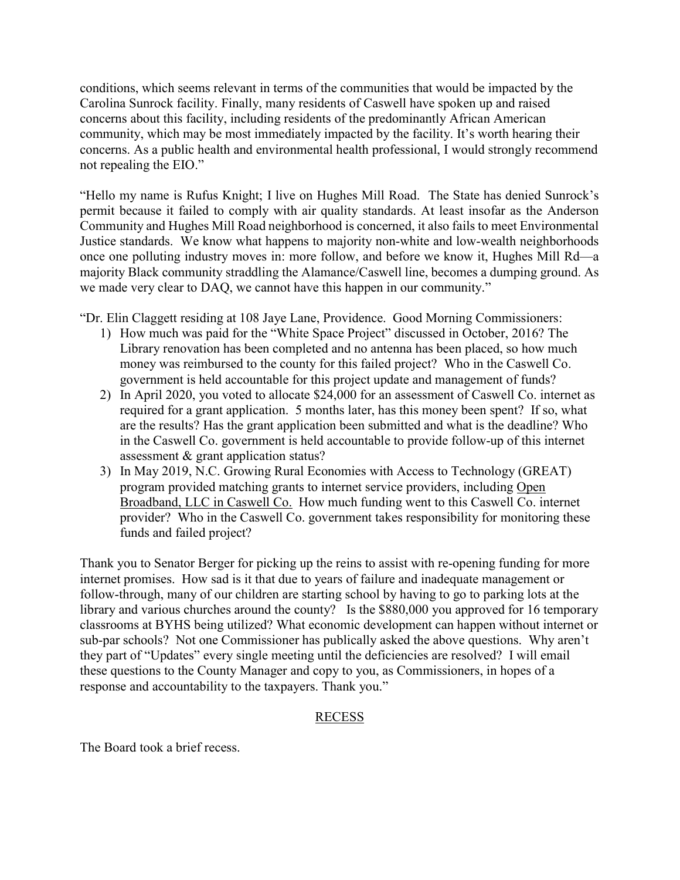conditions, which seems relevant in terms of the communities that would be impacted by the Carolina Sunrock facility. Finally, many residents of Caswell have spoken up and raised concerns about this facility, including residents of the predominantly African American community, which may be most immediately impacted by the facility. It's worth hearing their concerns. As a public health and environmental health professional, I would strongly recommend not repealing the EIO."

"Hello my name is Rufus Knight; I live on Hughes Mill Road. The State has denied Sunrock's permit because it failed to comply with air quality standards. At least insofar as the Anderson Community and Hughes Mill Road neighborhood is concerned, it also fails to meet Environmental Justice standards. We know what happens to majority non-white and low-wealth neighborhoods once one polluting industry moves in: more follow, and before we know it, Hughes Mill Rd—a majority Black community straddling the Alamance/Caswell line, becomes a dumping ground. As we made very clear to DAQ, we cannot have this happen in our community."

"Dr. Elin Claggett residing at 108 Jaye Lane, Providence. Good Morning Commissioners:

1) How much was paid for the "White Space Project" discussed in October, 2016? The Library renovation has been completed and no antenna has been placed, so how much money was reimbursed to the county for this failed project? Who in the Caswell Co. government is held accountable for this project update and management of funds?
2) In April 2020, you voted to allocate $24,000 for an assessment of Caswell Co. internet as required for a grant application. 5 months later, has this money been spent? If so, what are the results? Has the grant application been submitted and what is the deadline? Who in the Caswell Co. government is held accountable to provide follow-up of this internet assessment & grant application status?
3) In May 2019, N.C. Growing Rural Economies with Access to Technology (GREAT) program provided matching grants to internet service providers, including Open Broadband, LLC in Caswell Co. How much funding went to this Caswell Co. internet provider? Who in the Caswell Co. government takes responsibility for monitoring these funds and failed project?

Thank you to Senator Berger for picking up the reins to assist with re-opening funding for more internet promises. How sad is it that due to years of failure and inadequate management or follow-through, many of our children are starting school by having to go to parking lots at the library and various churches around the county? Is the $880,000 you approved for 16 temporary classrooms at BYHS being utilized? What economic development can happen without internet or sub-par schools? Not one Commissioner has publically asked the above questions. Why aren't they part of "Updates" every single meeting until the deficiencies are resolved? I will email these questions to the County Manager and copy to you, as Commissioners, in hopes of a response and accountability to the taxpayers. Thank you."

## RECESS

The Board took a brief recess.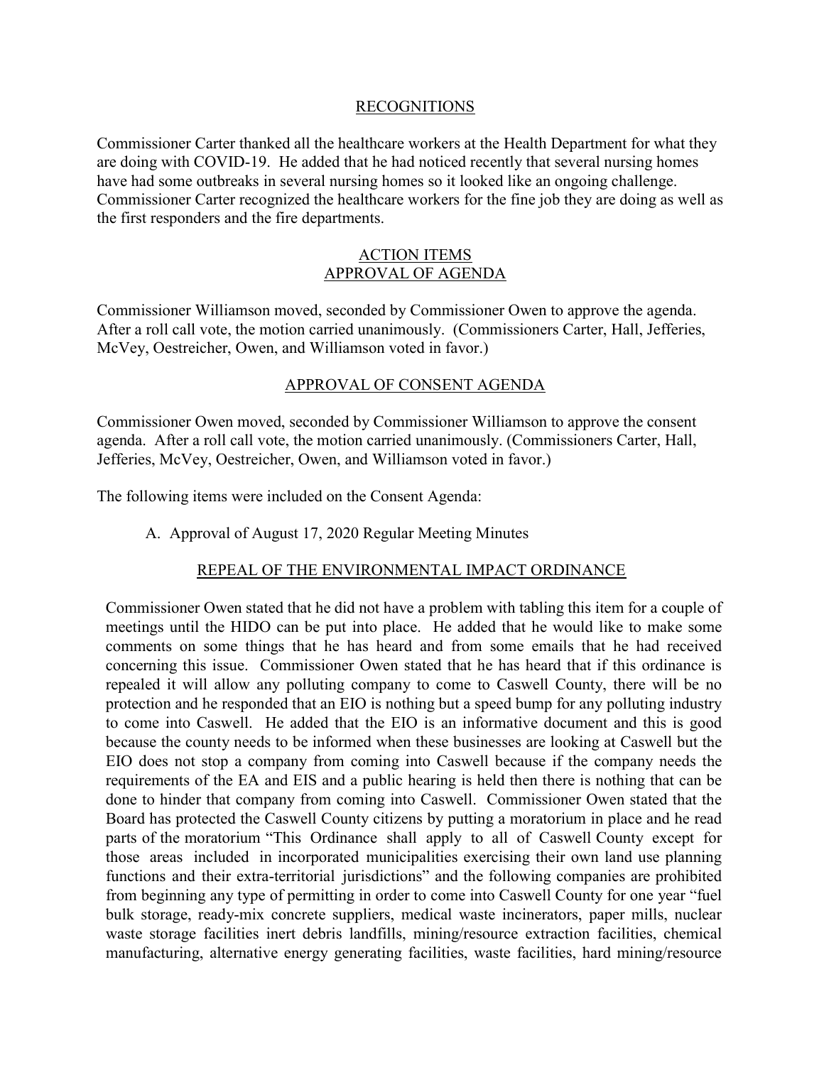## RECOGNITIONS

Commissioner Carter thanked all the healthcare workers at the Health Department for what they are doing with COVID-19. He added that he had noticed recently that several nursing homes have had some outbreaks in several nursing homes so it looked like an ongoing challenge. Commissioner Carter recognized the healthcare workers for the fine job they are doing as well as the first responders and the fire departments.

## ACTION ITEMS
## APPROVAL OF AGENDA

Commissioner Williamson moved, seconded by Commissioner Owen to approve the agenda. After a roll call vote, the motion carried unanimously. (Commissioners Carter, Hall, Jefferies, McVey, Oestreicher, Owen, and Williamson voted in favor.)

## APPROVAL OF CONSENT AGENDA

Commissioner Owen moved, seconded by Commissioner Williamson to approve the consent agenda. After a roll call vote, the motion carried unanimously. (Commissioners Carter, Hall, Jefferies, McVey, Oestreicher, Owen, and Williamson voted in favor.)

The following items were included on the Consent Agenda:

A. Approval of August 17, 2020 Regular Meeting Minutes

## REPEAL OF THE ENVIRONMENTAL IMPACT ORDINANCE

Commissioner Owen stated that he did not have a problem with tabling this item for a couple of meetings until the HIDO can be put into place. He added that he would like to make some comments on some things that he has heard and from some emails that he had received concerning this issue. Commissioner Owen stated that he has heard that if this ordinance is repealed it will allow any polluting company to come to Caswell County, there will be no protection and he responded that an EIO is nothing but a speed bump for any polluting industry to come into Caswell. He added that the EIO is an informative document and this is good because the county needs to be informed when these businesses are looking at Caswell but the EIO does not stop a company from coming into Caswell because if the company needs the requirements of the EA and EIS and a public hearing is held then there is nothing that can be done to hinder that company from coming into Caswell. Commissioner Owen stated that the Board has protected the Caswell County citizens by putting a moratorium in place and he read parts of the moratorium "This Ordinance shall apply to all of Caswell County except for those areas included in incorporated municipalities exercising their own land use planning functions and their extra-territorial jurisdictions" and the following companies are prohibited from beginning any type of permitting in order to come into Caswell County for one year "fuel bulk storage, ready-mix concrete suppliers, medical waste incinerators, paper mills, nuclear waste storage facilities inert debris landfills, mining/resource extraction facilities, chemical manufacturing, alternative energy generating facilities, waste facilities, hard mining/resource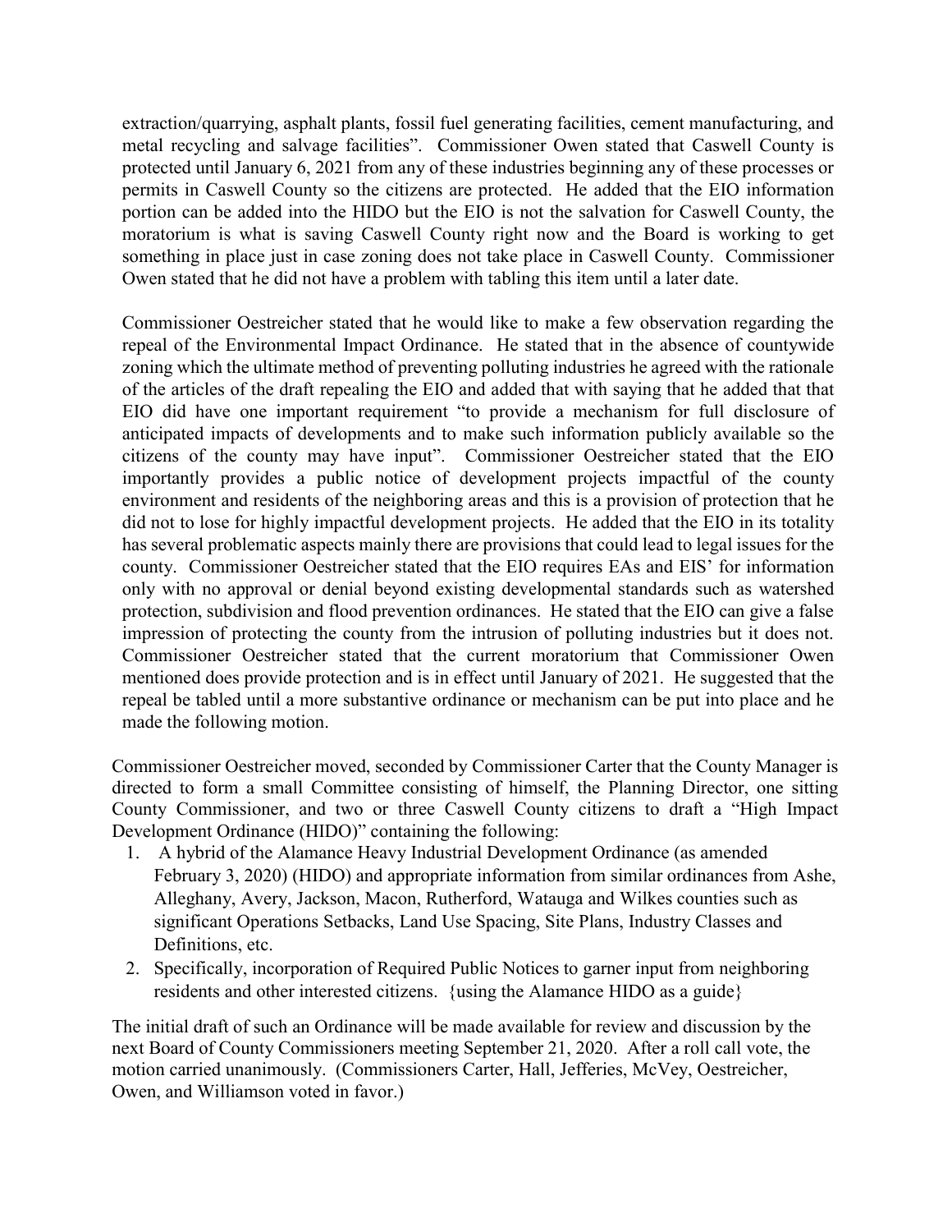extraction/quarrying, asphalt plants, fossil fuel generating facilities, cement manufacturing, and metal recycling and salvage facilities". Commissioner Owen stated that Caswell County is protected until January 6, 2021 from any of these industries beginning any of these processes or permits in Caswell County so the citizens are protected. He added that the EIO information portion can be added into the HIDO but the EIO is not the salvation for Caswell County, the moratorium is what is saving Caswell County right now and the Board is working to get something in place just in case zoning does not take place in Caswell County. Commissioner Owen stated that he did not have a problem with tabling this item until a later date.

Commissioner Oestreicher stated that he would like to make a few observation regarding the repeal of the Environmental Impact Ordinance. He stated that in the absence of countywide zoning which the ultimate method of preventing polluting industries he agreed with the rationale of the articles of the draft repealing the EIO and added that with saying that he added that that EIO did have one important requirement "to provide a mechanism for full disclosure of anticipated impacts of developments and to make such information publicly available so the citizens of the county may have input". Commissioner Oestreicher stated that the EIO importantly provides a public notice of development projects impactful of the county environment and residents of the neighboring areas and this is a provision of protection that he did not to lose for highly impactful development projects. He added that the EIO in its totality has several problematic aspects mainly there are provisions that could lead to legal issues for the county. Commissioner Oestreicher stated that the EIO requires EAs and EIS' for information only with no approval or denial beyond existing developmental standards such as watershed protection, subdivision and flood prevention ordinances. He stated that the EIO can give a false impression of protecting the county from the intrusion of polluting industries but it does not. Commissioner Oestreicher stated that the current moratorium that Commissioner Owen mentioned does provide protection and is in effect until January of 2021. He suggested that the repeal be tabled until a more substantive ordinance or mechanism can be put into place and he made the following motion.

Commissioner Oestreicher moved, seconded by Commissioner Carter that the County Manager is directed to form a small Committee consisting of himself, the Planning Director, one sitting County Commissioner, and two or three Caswell County citizens to draft a "High Impact Development Ordinance (HIDO)" containing the following:

1. A hybrid of the Alamance Heavy Industrial Development Ordinance (as amended February 3, 2020) (HIDO) and appropriate information from similar ordinances from Ashe, Alleghany, Avery, Jackson, Macon, Rutherford, Watauga and Wilkes counties such as significant Operations Setbacks, Land Use Spacing, Site Plans, Industry Classes and Definitions, etc.
2. Specifically, incorporation of Required Public Notices to garner input from neighboring residents and other interested citizens. {using the Alamance HIDO as a guide}

The initial draft of such an Ordinance will be made available for review and discussion by the next Board of County Commissioners meeting September 21, 2020. After a roll call vote, the motion carried unanimously. (Commissioners Carter, Hall, Jefferies, McVey, Oestreicher, Owen, and Williamson voted in favor.)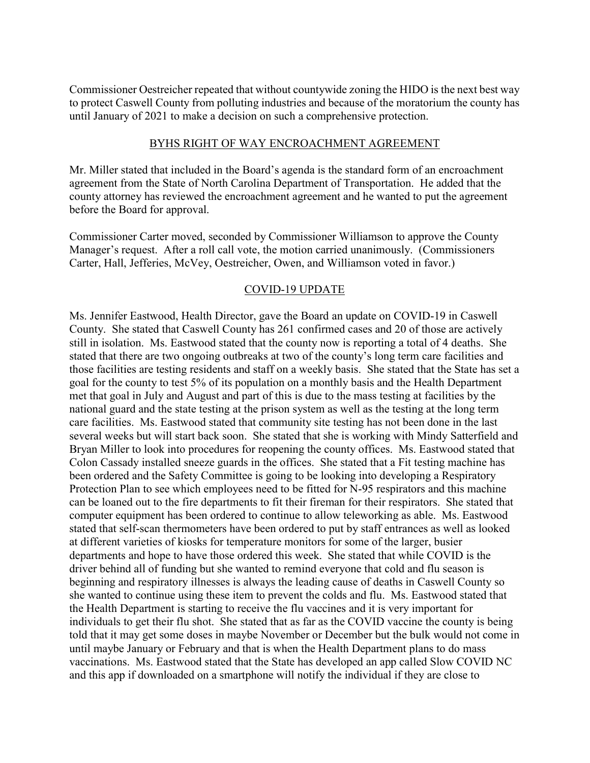Commissioner Oestreicher repeated that without countywide zoning the HIDO is the next best way to protect Caswell County from polluting industries and because of the moratorium the county has until January of 2021 to make a decision on such a comprehensive protection.

## BYHS RIGHT OF WAY ENCROACHMENT AGREEMENT

Mr. Miller stated that included in the Board's agenda is the standard form of an encroachment agreement from the State of North Carolina Department of Transportation. He added that the county attorney has reviewed the encroachment agreement and he wanted to put the agreement before the Board for approval.

Commissioner Carter moved, seconded by Commissioner Williamson to approve the County Manager's request. After a roll call vote, the motion carried unanimously. (Commissioners Carter, Hall, Jefferies, McVey, Oestreicher, Owen, and Williamson voted in favor.)

## COVID-19 UPDATE

Ms. Jennifer Eastwood, Health Director, gave the Board an update on COVID-19 in Caswell County. She stated that Caswell County has 261 confirmed cases and 20 of those are actively still in isolation. Ms. Eastwood stated that the county now is reporting a total of 4 deaths. She stated that there are two ongoing outbreaks at two of the county's long term care facilities and those facilities are testing residents and staff on a weekly basis. She stated that the State has set a goal for the county to test 5% of its population on a monthly basis and the Health Department met that goal in July and August and part of this is due to the mass testing at facilities by the national guard and the state testing at the prison system as well as the testing at the long term care facilities. Ms. Eastwood stated that community site testing has not been done in the last several weeks but will start back soon. She stated that she is working with Mindy Satterfield and Bryan Miller to look into procedures for reopening the county offices. Ms. Eastwood stated that Colon Cassady installed sneeze guards in the offices. She stated that a Fit testing machine has been ordered and the Safety Committee is going to be looking into developing a Respiratory Protection Plan to see which employees need to be fitted for N-95 respirators and this machine can be loaned out to the fire departments to fit their fireman for their respirators. She stated that computer equipment has been ordered to continue to allow teleworking as able. Ms. Eastwood stated that self-scan thermometers have been ordered to put by staff entrances as well as looked at different varieties of kiosks for temperature monitors for some of the larger, busier departments and hope to have those ordered this week. She stated that while COVID is the driver behind all of funding but she wanted to remind everyone that cold and flu season is beginning and respiratory illnesses is always the leading cause of deaths in Caswell County so she wanted to continue using these item to prevent the colds and flu. Ms. Eastwood stated that the Health Department is starting to receive the flu vaccines and it is very important for individuals to get their flu shot. She stated that as far as the COVID vaccine the county is being told that it may get some doses in maybe November or December but the bulk would not come in until maybe January or February and that is when the Health Department plans to do mass vaccinations. Ms. Eastwood stated that the State has developed an app called Slow COVID NC and this app if downloaded on a smartphone will notify the individual if they are close to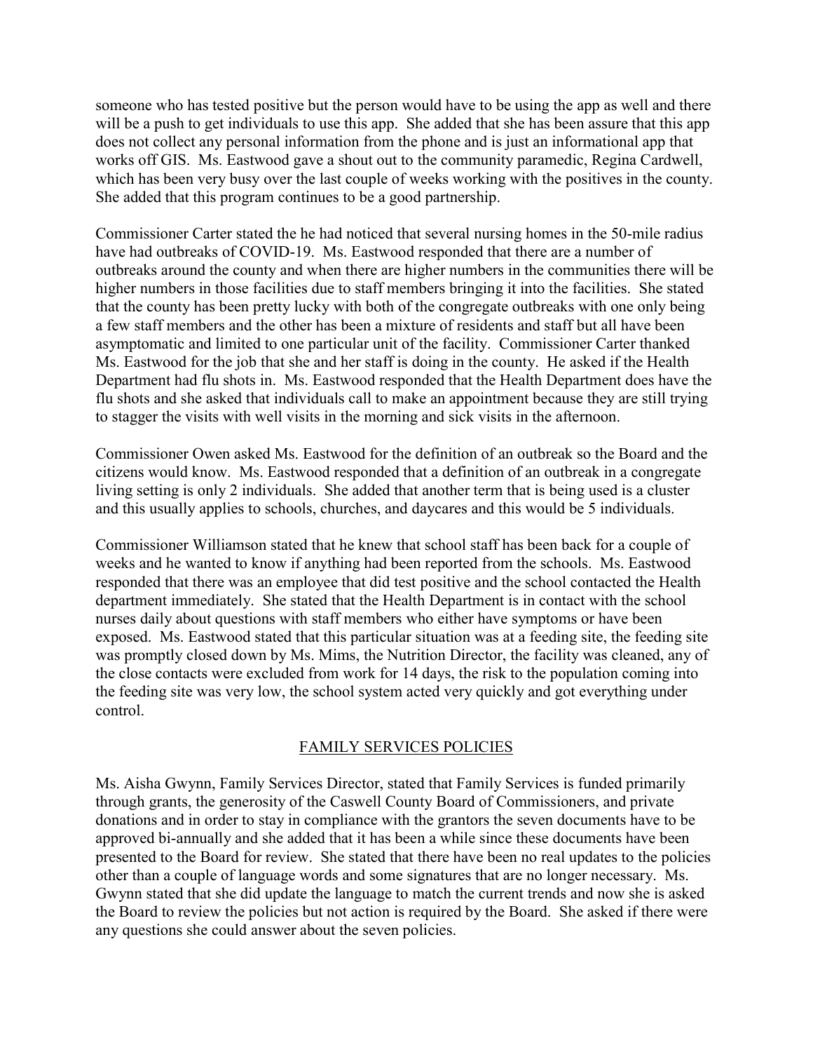someone who has tested positive but the person would have to be using the app as well and there will be a push to get individuals to use this app. She added that she has been assure that this app does not collect any personal information from the phone and is just an informational app that works off GIS. Ms. Eastwood gave a shout out to the community paramedic, Regina Cardwell, which has been very busy over the last couple of weeks working with the positives in the county. She added that this program continues to be a good partnership.

Commissioner Carter stated the he had noticed that several nursing homes in the 50-mile radius have had outbreaks of COVID-19. Ms. Eastwood responded that there are a number of outbreaks around the county and when there are higher numbers in the communities there will be higher numbers in those facilities due to staff members bringing it into the facilities. She stated that the county has been pretty lucky with both of the congregate outbreaks with one only being a few staff members and the other has been a mixture of residents and staff but all have been asymptomatic and limited to one particular unit of the facility. Commissioner Carter thanked Ms. Eastwood for the job that she and her staff is doing in the county. He asked if the Health Department had flu shots in. Ms. Eastwood responded that the Health Department does have the flu shots and she asked that individuals call to make an appointment because they are still trying to stagger the visits with well visits in the morning and sick visits in the afternoon.

Commissioner Owen asked Ms. Eastwood for the definition of an outbreak so the Board and the citizens would know. Ms. Eastwood responded that a definition of an outbreak in a congregate living setting is only 2 individuals. She added that another term that is being used is a cluster and this usually applies to schools, churches, and daycares and this would be 5 individuals.

Commissioner Williamson stated that he knew that school staff has been back for a couple of weeks and he wanted to know if anything had been reported from the schools. Ms. Eastwood responded that there was an employee that did test positive and the school contacted the Health department immediately. She stated that the Health Department is in contact with the school nurses daily about questions with staff members who either have symptoms or have been exposed. Ms. Eastwood stated that this particular situation was at a feeding site, the feeding site was promptly closed down by Ms. Mims, the Nutrition Director, the facility was cleaned, any of the close contacts were excluded from work for 14 days, the risk to the population coming into the feeding site was very low, the school system acted very quickly and got everything under control.

## FAMILY SERVICES POLICIES

Ms. Aisha Gwynn, Family Services Director, stated that Family Services is funded primarily through grants, the generosity of the Caswell County Board of Commissioners, and private donations and in order to stay in compliance with the grantors the seven documents have to be approved bi-annually and she added that it has been a while since these documents have been presented to the Board for review. She stated that there have been no real updates to the policies other than a couple of language words and some signatures that are no longer necessary. Ms. Gwynn stated that she did update the language to match the current trends and now she is asked the Board to review the policies but not action is required by the Board. She asked if there were any questions she could answer about the seven policies.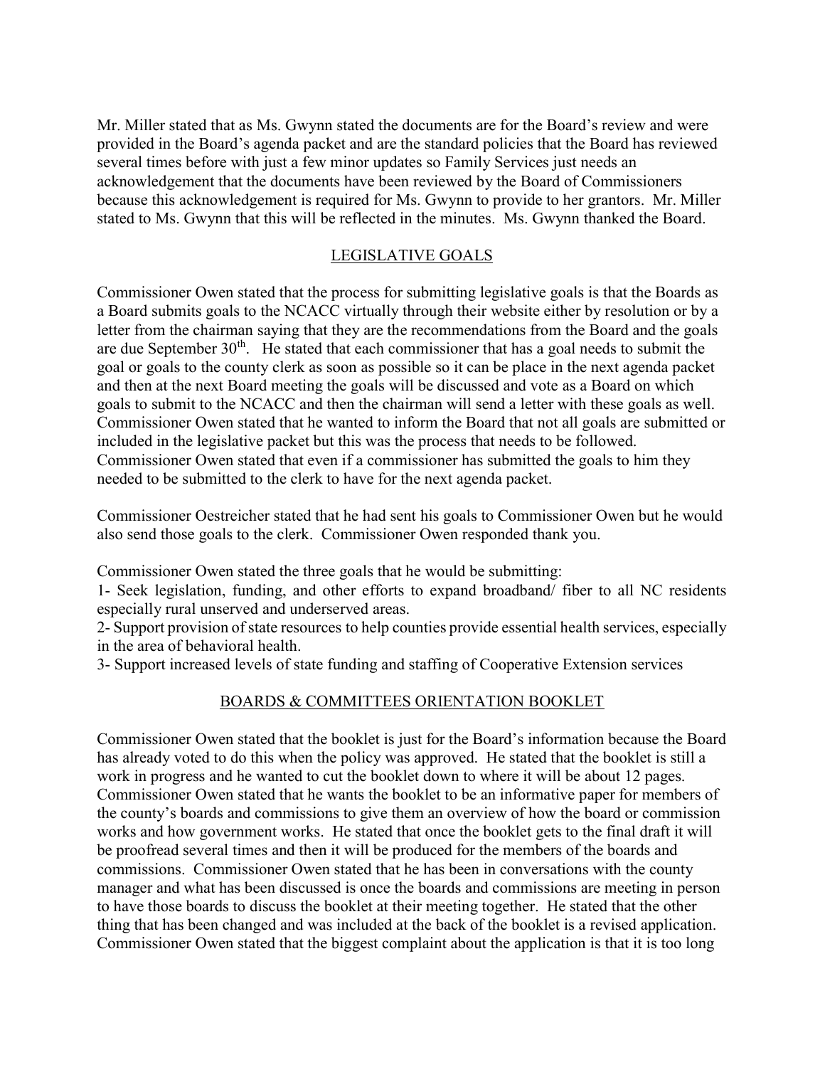Mr. Miller stated that as Ms. Gwynn stated the documents are for the Board's review and were provided in the Board's agenda packet and are the standard policies that the Board has reviewed several times before with just a few minor updates so Family Services just needs an acknowledgement that the documents have been reviewed by the Board of Commissioners because this acknowledgement is required for Ms. Gwynn to provide to her grantors. Mr. Miller stated to Ms. Gwynn that this will be reflected in the minutes. Ms. Gwynn thanked the Board.

## LEGISLATIVE GOALS

Commissioner Owen stated that the process for submitting legislative goals is that the Boards as a Board submits goals to the NCACC virtually through their website either by resolution or by a letter from the chairman saying that they are the recommendations from the Board and the goals are due September 30th. He stated that each commissioner that has a goal needs to submit the goal or goals to the county clerk as soon as possible so it can be place in the next agenda packet and then at the next Board meeting the goals will be discussed and vote as a Board on which goals to submit to the NCACC and then the chairman will send a letter with these goals as well. Commissioner Owen stated that he wanted to inform the Board that not all goals are submitted or included in the legislative packet but this was the process that needs to be followed. Commissioner Owen stated that even if a commissioner has submitted the goals to him they needed to be submitted to the clerk to have for the next agenda packet.

Commissioner Oestreicher stated that he had sent his goals to Commissioner Owen but he would also send those goals to the clerk. Commissioner Owen responded thank you.

Commissioner Owen stated the three goals that he would be submitting:

1- Seek legislation, funding, and other efforts to expand broadband/ fiber to all NC residents especially rural unserved and underserved areas.

2- Support provision of state resources to help counties provide essential health services, especially in the area of behavioral health.

3- Support increased levels of state funding and staffing of Cooperative Extension services

## BOARDS & COMMITTEES ORIENTATION BOOKLET

Commissioner Owen stated that the booklet is just for the Board's information because the Board has already voted to do this when the policy was approved. He stated that the booklet is still a work in progress and he wanted to cut the booklet down to where it will be about 12 pages. Commissioner Owen stated that he wants the booklet to be an informative paper for members of the county's boards and commissions to give them an overview of how the board or commission works and how government works. He stated that once the booklet gets to the final draft it will be proofread several times and then it will be produced for the members of the boards and commissions. Commissioner Owen stated that he has been in conversations with the county manager and what has been discussed is once the boards and commissions are meeting in person to have those boards to discuss the booklet at their meeting together. He stated that the other thing that has been changed and was included at the back of the booklet is a revised application. Commissioner Owen stated that the biggest complaint about the application is that it is too long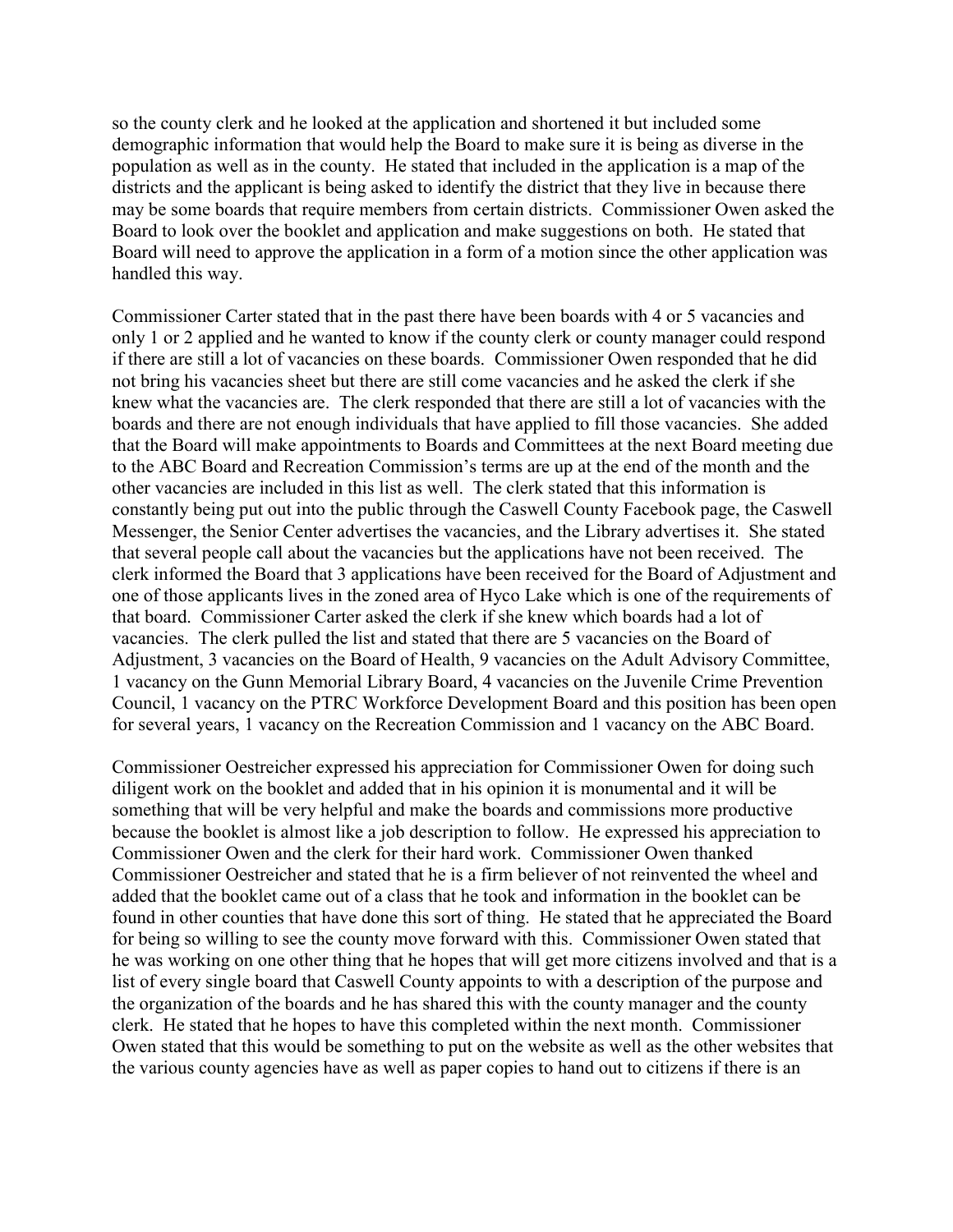so the county clerk and he looked at the application and shortened it but included some demographic information that would help the Board to make sure it is being as diverse in the population as well as in the county. He stated that included in the application is a map of the districts and the applicant is being asked to identify the district that they live in because there may be some boards that require members from certain districts. Commissioner Owen asked the Board to look over the booklet and application and make suggestions on both. He stated that Board will need to approve the application in a form of a motion since the other application was handled this way.

Commissioner Carter stated that in the past there have been boards with 4 or 5 vacancies and only 1 or 2 applied and he wanted to know if the county clerk or county manager could respond if there are still a lot of vacancies on these boards. Commissioner Owen responded that he did not bring his vacancies sheet but there are still come vacancies and he asked the clerk if she knew what the vacancies are. The clerk responded that there are still a lot of vacancies with the boards and there are not enough individuals that have applied to fill those vacancies. She added that the Board will make appointments to Boards and Committees at the next Board meeting due to the ABC Board and Recreation Commission's terms are up at the end of the month and the other vacancies are included in this list as well. The clerk stated that this information is constantly being put out into the public through the Caswell County Facebook page, the Caswell Messenger, the Senior Center advertises the vacancies, and the Library advertises it. She stated that several people call about the vacancies but the applications have not been received. The clerk informed the Board that 3 applications have been received for the Board of Adjustment and one of those applicants lives in the zoned area of Hyco Lake which is one of the requirements of that board. Commissioner Carter asked the clerk if she knew which boards had a lot of vacancies. The clerk pulled the list and stated that there are 5 vacancies on the Board of Adjustment, 3 vacancies on the Board of Health, 9 vacancies on the Adult Advisory Committee, 1 vacancy on the Gunn Memorial Library Board, 4 vacancies on the Juvenile Crime Prevention Council, 1 vacancy on the PTRC Workforce Development Board and this position has been open for several years, 1 vacancy on the Recreation Commission and 1 vacancy on the ABC Board.

Commissioner Oestreicher expressed his appreciation for Commissioner Owen for doing such diligent work on the booklet and added that in his opinion it is monumental and it will be something that will be very helpful and make the boards and commissions more productive because the booklet is almost like a job description to follow. He expressed his appreciation to Commissioner Owen and the clerk for their hard work. Commissioner Owen thanked Commissioner Oestreicher and stated that he is a firm believer of not reinvented the wheel and added that the booklet came out of a class that he took and information in the booklet can be found in other counties that have done this sort of thing. He stated that he appreciated the Board for being so willing to see the county move forward with this. Commissioner Owen stated that he was working on one other thing that he hopes that will get more citizens involved and that is a list of every single board that Caswell County appoints to with a description of the purpose and the organization of the boards and he has shared this with the county manager and the county clerk. He stated that he hopes to have this completed within the next month. Commissioner Owen stated that this would be something to put on the website as well as the other websites that the various county agencies have as well as paper copies to hand out to citizens if there is an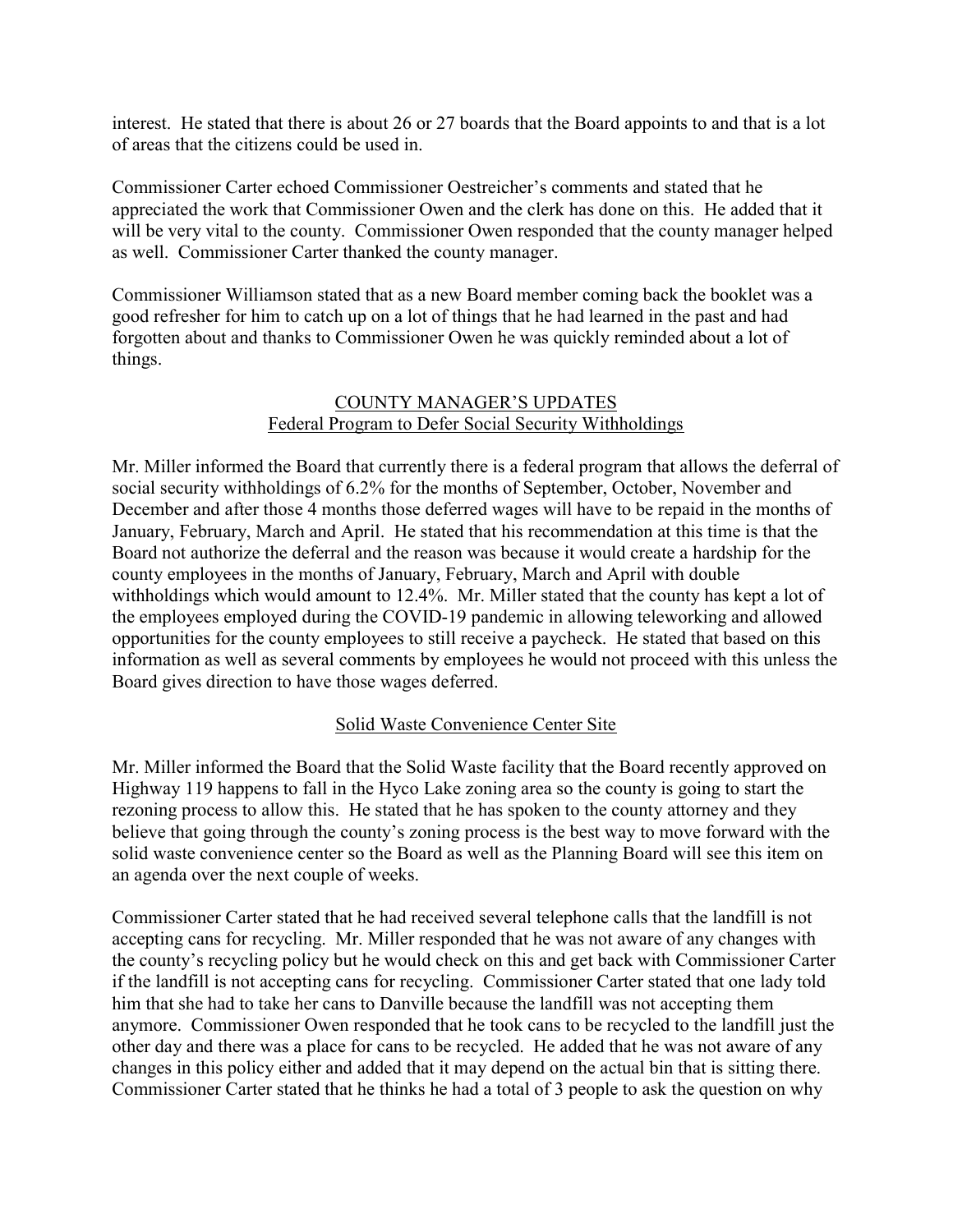interest. He stated that there is about 26 or 27 boards that the Board appoints to and that is a lot of areas that the citizens could be used in.

Commissioner Carter echoed Commissioner Oestreicher's comments and stated that he appreciated the work that Commissioner Owen and the clerk has done on this. He added that it will be very vital to the county. Commissioner Owen responded that the county manager helped as well. Commissioner Carter thanked the county manager.

Commissioner Williamson stated that as a new Board member coming back the booklet was a good refresher for him to catch up on a lot of things that he had learned in the past and had forgotten about and thanks to Commissioner Owen he was quickly reminded about a lot of things.

## COUNTY MANAGER'S UPDATES

### Federal Program to Defer Social Security Withholdings

Mr. Miller informed the Board that currently there is a federal program that allows the deferral of social security withholdings of 6.2% for the months of September, October, November and December and after those 4 months those deferred wages will have to be repaid in the months of January, February, March and April. He stated that his recommendation at this time is that the Board not authorize the deferral and the reason was because it would create a hardship for the county employees in the months of January, February, March and April with double withholdings which would amount to 12.4%. Mr. Miller stated that the county has kept a lot of the employees employed during the COVID-19 pandemic in allowing teleworking and allowed opportunities for the county employees to still receive a paycheck. He stated that based on this information as well as several comments by employees he would not proceed with this unless the Board gives direction to have those wages deferred.

### Solid Waste Convenience Center Site

Mr. Miller informed the Board that the Solid Waste facility that the Board recently approved on Highway 119 happens to fall in the Hyco Lake zoning area so the county is going to start the rezoning process to allow this. He stated that he has spoken to the county attorney and they believe that going through the county's zoning process is the best way to move forward with the solid waste convenience center so the Board as well as the Planning Board will see this item on an agenda over the next couple of weeks.

Commissioner Carter stated that he had received several telephone calls that the landfill is not accepting cans for recycling. Mr. Miller responded that he was not aware of any changes with the county's recycling policy but he would check on this and get back with Commissioner Carter if the landfill is not accepting cans for recycling. Commissioner Carter stated that one lady told him that she had to take her cans to Danville because the landfill was not accepting them anymore. Commissioner Owen responded that he took cans to be recycled to the landfill just the other day and there was a place for cans to be recycled. He added that he was not aware of any changes in this policy either and added that it may depend on the actual bin that is sitting there. Commissioner Carter stated that he thinks he had a total of 3 people to ask the question on why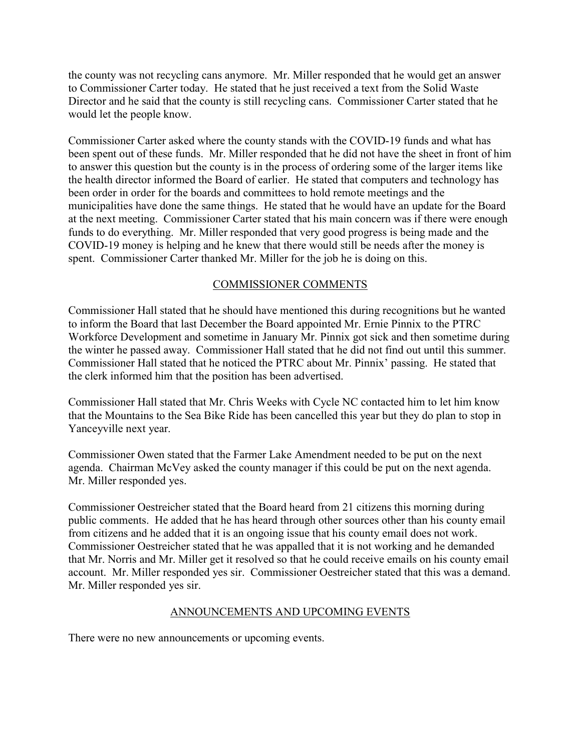the county was not recycling cans anymore. Mr. Miller responded that he would get an answer to Commissioner Carter today. He stated that he just received a text from the Solid Waste Director and he said that the county is still recycling cans. Commissioner Carter stated that he would let the people know.

Commissioner Carter asked where the county stands with the COVID-19 funds and what has been spent out of these funds. Mr. Miller responded that he did not have the sheet in front of him to answer this question but the county is in the process of ordering some of the larger items like the health director informed the Board of earlier. He stated that computers and technology has been order in order for the boards and committees to hold remote meetings and the municipalities have done the same things. He stated that he would have an update for the Board at the next meeting. Commissioner Carter stated that his main concern was if there were enough funds to do everything. Mr. Miller responded that very good progress is being made and the COVID-19 money is helping and he knew that there would still be needs after the money is spent. Commissioner Carter thanked Mr. Miller for the job he is doing on this.

## COMMISSIONER COMMENTS

Commissioner Hall stated that he should have mentioned this during recognitions but he wanted to inform the Board that last December the Board appointed Mr. Ernie Pinnix to the PTRC Workforce Development and sometime in January Mr. Pinnix got sick and then sometime during the winter he passed away. Commissioner Hall stated that he did not find out until this summer. Commissioner Hall stated that he noticed the PTRC about Mr. Pinnix' passing. He stated that the clerk informed him that the position has been advertised.

Commissioner Hall stated that Mr. Chris Weeks with Cycle NC contacted him to let him know that the Mountains to the Sea Bike Ride has been cancelled this year but they do plan to stop in Yanceyville next year.

Commissioner Owen stated that the Farmer Lake Amendment needed to be put on the next agenda. Chairman McVey asked the county manager if this could be put on the next agenda. Mr. Miller responded yes.

Commissioner Oestreicher stated that the Board heard from 21 citizens this morning during public comments. He added that he has heard through other sources other than his county email from citizens and he added that it is an ongoing issue that his county email does not work. Commissioner Oestreicher stated that he was appalled that it is not working and he demanded that Mr. Norris and Mr. Miller get it resolved so that he could receive emails on his county email account. Mr. Miller responded yes sir. Commissioner Oestreicher stated that this was a demand. Mr. Miller responded yes sir.

## ANNOUNCEMENTS AND UPCOMING EVENTS

There were no new announcements or upcoming events.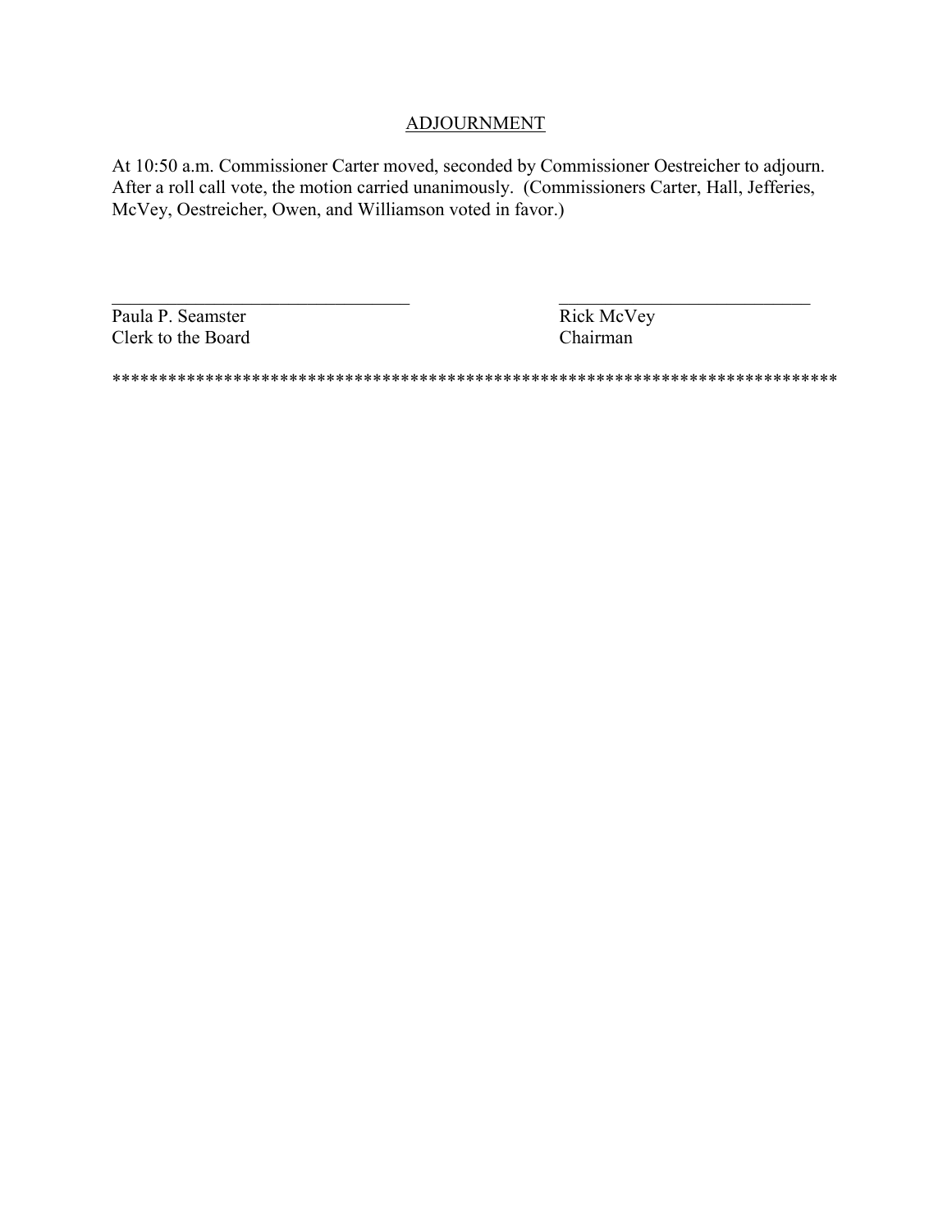## ADJOURNMENT

At 10:50 a.m. Commissioner Carter moved, seconded by Commissioner Oestreicher to adjourn. After a roll call vote, the motion carried unanimously. (Commissioners Carter, Hall, Jefferies, McVey, Oestreicher, Owen, and Williamson voted in favor.)

| | |
|---|---|
| _______________________________ | ___________________________ |
| Paula P. Seamster | Rick McVey |
| Clerk to the Board | Chairman |

******************************************************************************